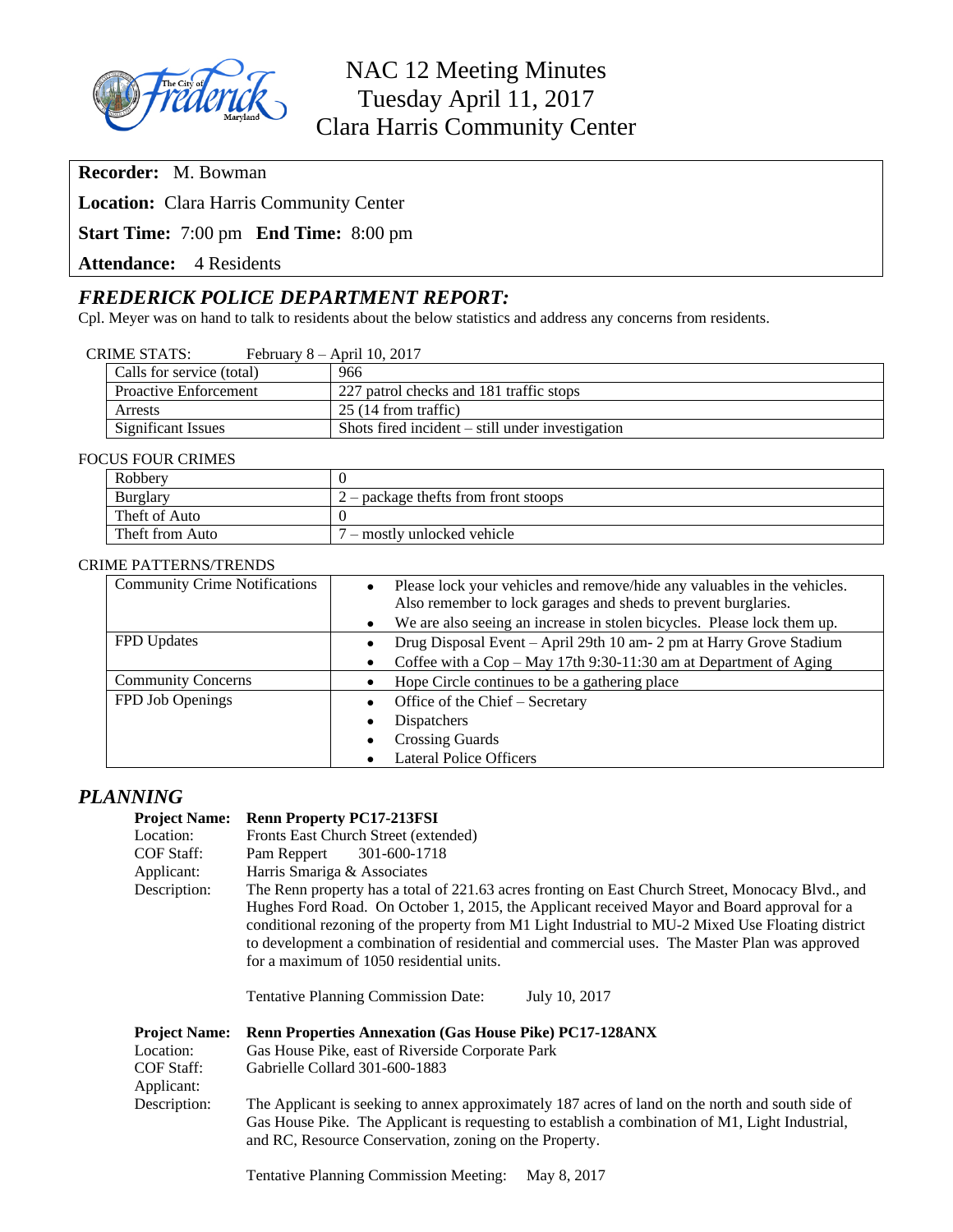# NAC 12 Meeting Minutes
## Tuesday April 11, 2017
## Clara Harris Community Center

**Recorder:** M. Bowman

**Location:** Clara Harris Community Center

**Start Time:** 7:00 pm **End Time:** 8:00 pm

**Attendance:** 4 Residents

## *FREDERICK POLICE DEPARTMENT REPORT:*

Cpl. Meyer was on hand to talk to residents about the below statistics and address any concerns from residents.

CRIME STATS: February 8 – April 10, 2017

| | |
|---|---|
| Calls for service (total) | 966 |
| Proactive Enforcement | 227 patrol checks and 181 traffic stops |
| Arrests | 25 (14 from traffic) |
| Significant Issues | Shots fired incident – still under investigation |

FOCUS FOUR CRIMES

| | |
|---|---|
| Robbery | 0 |
| Burglary | 2 – package thefts from front stoops |
| Theft of Auto | 0 |
| Theft from Auto | 7 – mostly unlocked vehicle |

CRIME PATTERNS/TRENDS

| | |
|---|---|
| Community Crime Notifications | • Please lock your vehicles and remove/hide any valuables in the vehicles. Also remember to lock garages and sheds to prevent burglaries.<br>• We are also seeing an increase in stolen bicycles. Please lock them up. |
| FPD Updates | • Drug Disposal Event – April 29th 10 am- 2 pm at Harry Grove Stadium<br>• Coffee with a Cop – May 17th 9:30-11:30 am at Department of Aging |
| Community Concerns | • Hope Circle continues to be a gathering place |
| FPD Job Openings | • Office of the Chief – Secretary<br>• Dispatchers<br>• Crossing Guards<br>• Lateral Police Officers |

## *PLANNING*

**Project Name:** **Renn Property PC17-213FSI**
Location: Fronts East Church Street (extended)
COF Staff: Pam Reppert 301-600-1718
Applicant: Harris Smariga & Associates
Description: The Renn property has a total of 221.63 acres fronting on East Church Street, Monocacy Blvd., and Hughes Ford Road. On October 1, 2015, the Applicant received Mayor and Board approval for a conditional rezoning of the property from M1 Light Industrial to MU-2 Mixed Use Floating district to development a combination of residential and commercial uses. The Master Plan was approved for a maximum of 1050 residential units.

Tentative Planning Commission Date: July 10, 2017

**Project Name:** **Renn Properties Annexation (Gas House Pike) PC17-128ANX**
Location: Gas House Pike, east of Riverside Corporate Park
COF Staff: Gabrielle Collard 301-600-1883
Applicant:
Description: The Applicant is seeking to annex approximately 187 acres of land on the north and south side of Gas House Pike. The Applicant is requesting to establish a combination of M1, Light Industrial, and RC, Resource Conservation, zoning on the Property.

Tentative Planning Commission Meeting: May 8, 2017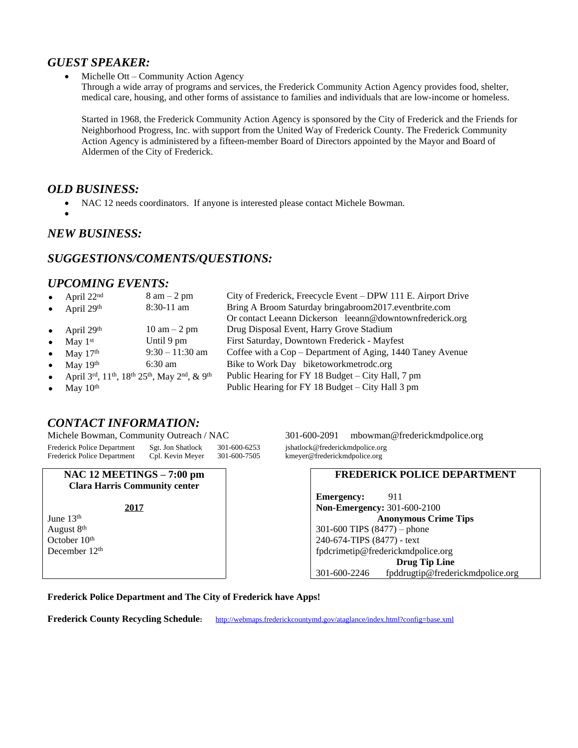## *GUEST SPEAKER:*

- Michelle Ott – Community Action Agency
  Through a wide array of programs and services, the Frederick Community Action Agency provides food, shelter, medical care, housing, and other forms of assistance to families and individuals that are low-income or homeless.

  Started in 1968, the Frederick Community Action Agency is sponsored by the City of Frederick and the Friends for Neighborhood Progress, Inc. with support from the United Way of Frederick County. The Frederick Community Action Agency is administered by a fifteen-member Board of Directors appointed by the Mayor and Board of Aldermen of the City of Frederick.

## *OLD BUSINESS:*

- NAC 12 needs coordinators. If anyone is interested please contact Michele Bowman.
-

## *NEW BUSINESS:*

## *SUGGESTIONS/COMENTS/QUESTIONS:*

## *UPCOMING EVENTS:*

| | | |
|---|---|---|
| April 22nd | 8 am – 2 pm | City of Frederick, Freecycle Event – DPW 111 E. Airport Drive |
| April 29th | 8:30-11 am | Bring A Broom Saturday bringabroom2017.eventbrite.com<br>Or contact Leeann Dickerson leeann@downtownfrederick.org |
| April 29th | 10 am – 2 pm | Drug Disposal Event, Harry Grove Stadium |
| May 1st | Until 9 pm | First Saturday, Downtown Frederick - Mayfest |
| May 17th | 9:30 – 11:30 am | Coffee with a Cop – Department of Aging, 1440 Taney Avenue |
| May 19th | 6:30 am | Bike to Work Day biketoworkmetrodc.org |
| April 3rd, 11th, 18th 25th, May 2nd, & 9th | | Public Hearing for FY 18 Budget – City Hall, 7 pm |
| May 10th | | Public Hearing for FY 18 Budget – City Hall 3 pm |

## *CONTACT INFORMATION:*

| | | | |
|---|---|---|---|
| Michele Bowman, Community Outreach / NAC | | 301-600-2091 | mbowman@frederickmdpolice.org |
| Frederick Police Department | Sgt. Jon Shatlock | 301-600-6253 | jshatlock@frederickmdpolice.org |
| Frederick Police Department | Cpl. Kevin Meyer | 301-600-7505 | kmeyer@frederickmdpolice.org |

**NAC 12 MEETINGS – 7:00 pm**
**Clara Harris Community center**

**2017**

June 13th
August 8th
October 10th
December 12th

**FREDERICK POLICE DEPARTMENT**

**Emergency:** 911
**Non-Emergency:** 301-600-2100

**Anonymous Crime Tips**
301-600 TIPS (8477) – phone
240-674-TIPS (8477) - text
fpdcrimetip@frederickmdpolice.org

**Drug Tip Line**
301-600-2246 fpddrugtip@frederickmdpolice.org

**Frederick Police Department and The City of Frederick have Apps!**

**Frederick County Recycling Schedule:** http://webmaps.frederickcountymd.gov/ataglance/index.html?config=base.xml